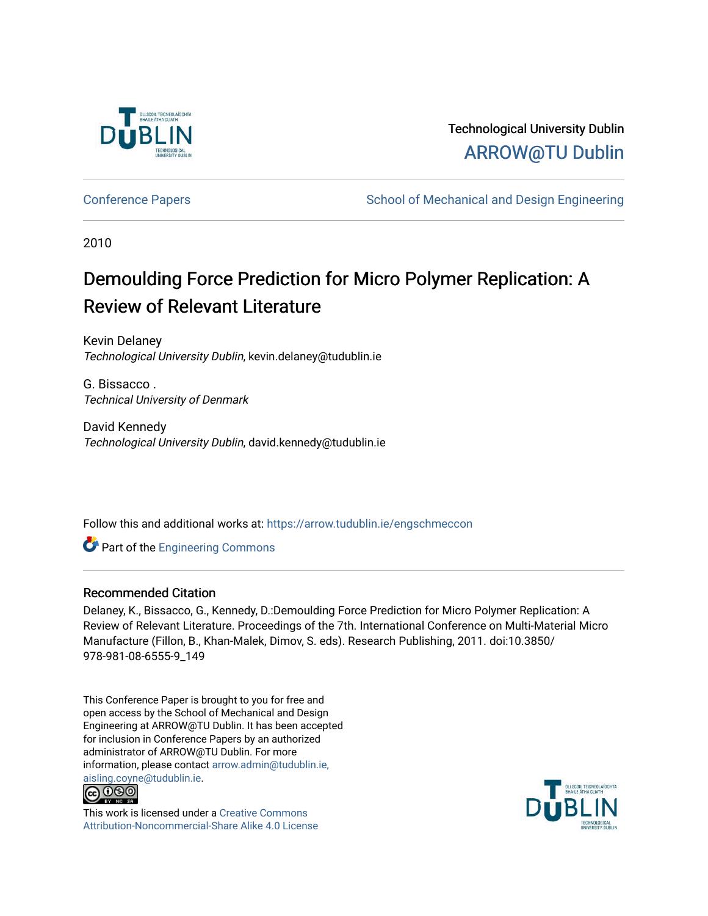Technological University Dublin

ARROW@TU Dublin

Conference Papers

School of Mechanical and Design Engineering

2010

# Demoulding Force Prediction for Micro Polymer Replication: A Review of Relevant Literature

Kevin Delaney

*Technological University Dublin*, kevin.delaney@tudublin.ie

G. Bissacco .

*Technical University of Denmark*

David Kennedy

*Technological University Dublin*, david.kennedy@tudublin.ie

Follow this and additional works at: https://arrow.tudublin.ie/engschmeccon

Part of the Engineering Commons

## Recommended Citation

Delaney, K., Bissacco, G., Kennedy, D.:Demoulding Force Prediction for Micro Polymer Replication: A Review of Relevant Literature. Proceedings of the 7th. International Conference on Multi-Material Micro Manufacture (Fillon, B., Khan-Malek, Dimov, S. eds). Research Publishing, 2011. doi:10.3850/978-981-08-6555-9_149

This Conference Paper is brought to you for free and open access by the School of Mechanical and Design Engineering at ARROW@TU Dublin. It has been accepted for inclusion in Conference Papers by an authorized administrator of ARROW@TU Dublin. For more information, please contact arrow.admin@tudublin.ie, aisling.coyne@tudublin.ie.

This work is licensed under a Creative Commons Attribution-Noncommercial-Share Alike 4.0 License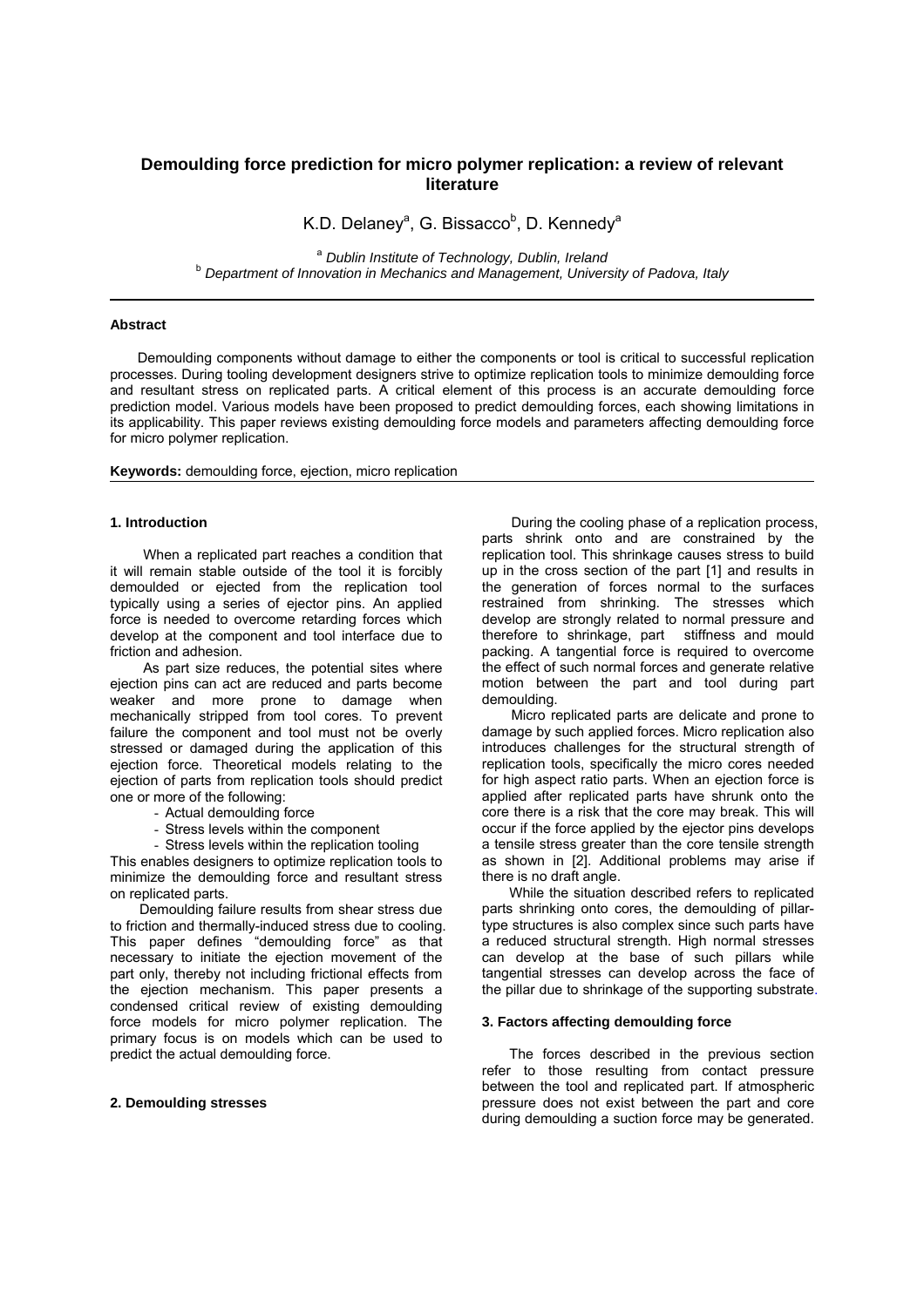# Demoulding force prediction for micro polymer replication: a review of relevant literature

K.D. Delaney[a], G. Bissacco[b], D. Kennedy[a]

[a] *Dublin Institute of Technology, Dublin, Ireland*
[b] *Department of Innovation in Mechanics and Management, University of Padova, Italy*

---

### Abstract

Demoulding components without damage to either the components or tool is critical to successful replication processes. During tooling development designers strive to optimize replication tools to minimize demoulding force and resultant stress on replicated parts. A critical element of this process is an accurate demoulding force prediction model. Various models have been proposed to predict demoulding forces, each showing limitations in its applicability. This paper reviews existing demoulding force models and parameters affecting demoulding force for micro polymer replication.

**Keywords:** demoulding force, ejection, micro replication

---

### 1. Introduction

When a replicated part reaches a condition that it will remain stable outside of the tool it is forcibly demoulded or ejected from the replication tool typically using a series of ejector pins. An applied force is needed to overcome retarding forces which develop at the component and tool interface due to friction and adhesion.

As part size reduces, the potential sites where ejection pins can act are reduced and parts become weaker and more prone to damage when mechanically stripped from tool cores. To prevent failure the component and tool must not be overly stressed or damaged during the application of this ejection force. Theoretical models relating to the ejection of parts from replication tools should predict one or more of the following:

- Actual demoulding force
- Stress levels within the component
- Stress levels within the replication tooling

This enables designers to optimize replication tools to minimize the demoulding force and resultant stress on replicated parts.

Demoulding failure results from shear stress due to friction and thermally-induced stress due to cooling. This paper defines "demoulding force" as that necessary to initiate the ejection movement of the part only, thereby not including frictional effects from the ejection mechanism. This paper presents a condensed critical review of existing demoulding force models for micro polymer replication. The primary focus is on models which can be used to predict the actual demoulding force.

### 2. Demoulding stresses

During the cooling phase of a replication process, parts shrink onto and are constrained by the replication tool. This shrinkage causes stress to build up in the cross section of the part [1] and results in the generation of forces normal to the surfaces restrained from shrinking. The stresses which develop are strongly related to normal pressure and therefore to shrinkage, part stiffness and mould packing. A tangential force is required to overcome the effect of such normal forces and generate relative motion between the part and tool during part demoulding.

Micro replicated parts are delicate and prone to damage by such applied forces. Micro replication also introduces challenges for the structural strength of replication tools, specifically the micro cores needed for high aspect ratio parts. When an ejection force is applied after replicated parts have shrunk onto the core there is a risk that the core may break. This will occur if the force applied by the ejector pins develops a tensile stress greater than the core tensile strength as shown in [2]. Additional problems may arise if there is no draft angle.

While the situation described refers to replicated parts shrinking onto cores, the demoulding of pillar-type structures is also complex since such parts have a reduced structural strength. High normal stresses can develop at the base of such pillars while tangential stresses can develop across the face of the pillar due to shrinkage of the supporting substrate.

### 3. Factors affecting demoulding force

The forces described in the previous section refer to those resulting from contact pressure between the tool and replicated part. If atmospheric pressure does not exist between the part and core during demoulding a suction force may be generated.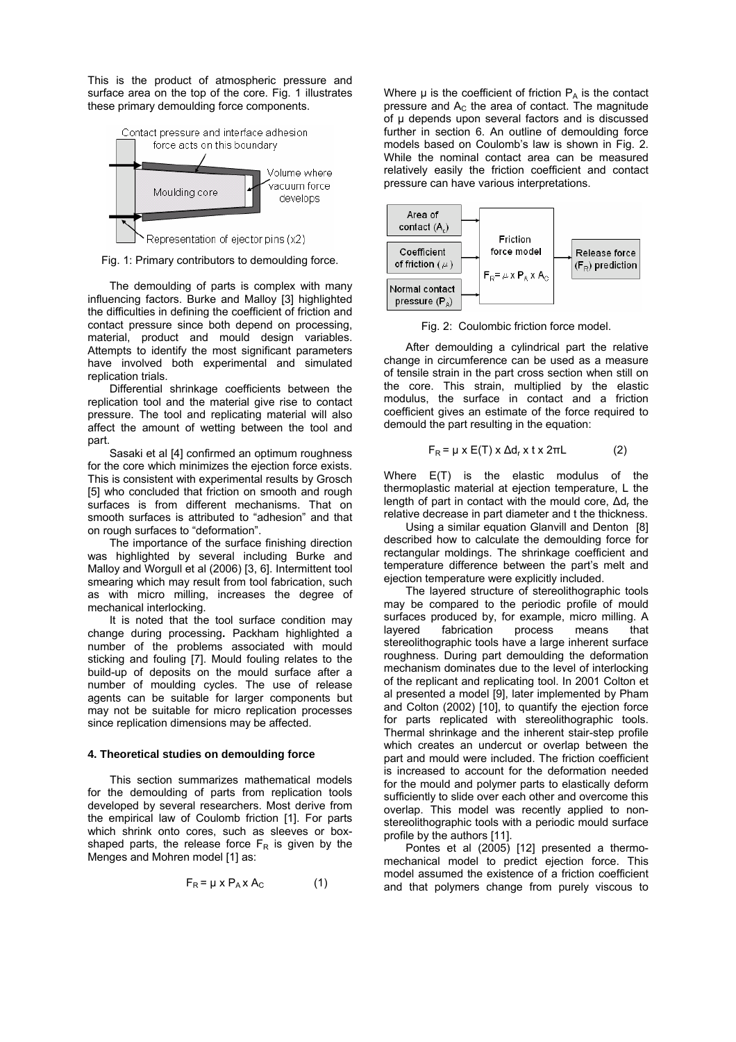This is the product of atmospheric pressure and surface area on the top of the core. Fig. 1 illustrates these primary demoulding force components.

Fig. 1: Primary contributors to demoulding force.

The demoulding of parts is complex with many influencing factors. Burke and Malloy [3] highlighted the difficulties in defining the coefficient of friction and contact pressure since both depend on processing, material, product and mould design variables. Attempts to identify the most significant parameters have involved both experimental and simulated replication trials.

Differential shrinkage coefficients between the replication tool and the material give rise to contact pressure. The tool and replicating material will also affect the amount of wetting between the tool and part.

Sasaki et al [4] confirmed an optimum roughness for the core which minimizes the ejection force exists. This is consistent with experimental results by Grosch [5] who concluded that friction on smooth and rough surfaces is from different mechanisms. That on smooth surfaces is attributed to "adhesion" and that on rough surfaces to "deformation".

The importance of the surface finishing direction was highlighted by several including Burke and Malloy and Worgull et al (2006) [3, 6]. Intermittent tool smearing which may result from tool fabrication, such as with micro milling, increases the degree of mechanical interlocking.

It is noted that the tool surface condition may change during processing**.** Packham highlighted a number of the problems associated with mould sticking and fouling [7]. Mould fouling relates to the build-up of deposits on the mould surface after a number of moulding cycles. The use of release agents can be suitable for larger components but may not be suitable for micro replication processes since replication dimensions may be affected.

#### 4. Theoretical studies on demoulding force

This section summarizes mathematical models for the demoulding of parts from replication tools developed by several researchers. Most derive from the empirical law of Coulomb friction [1]. For parts which shrink onto cores, such as sleeves or box-shaped parts, the release force $F_R$ is given by the Menges and Mohren model [1] as:

$$F_R = \mu \times P_A \times A_C \qquad (1)$$

Where μ is the coefficient of friction $P_A$ is the contact pressure and $A_C$ the area of contact. The magnitude of μ depends upon several factors and is discussed further in section 6. An outline of demoulding force models based on Coulomb's law is shown in Fig. 2. While the nominal contact area can be measured relatively easily the friction coefficient and contact pressure can have various interpretations.

Fig. 2: Coulombic friction force model.

After demoulding a cylindrical part the relative change in circumference can be used as a measure of tensile strain in the part cross section when still on the core. This strain, multiplied by the elastic modulus, the surface in contact and a friction coefficient gives an estimate of the force required to demould the part resulting in the equation:

$$F_R = \mu \times E(T) \times \Delta d_r \times t \times 2\pi L \qquad (2)$$

Where $E(T)$ is the elastic modulus of the thermoplastic material at ejection temperature, L the length of part in contact with the mould core, $\Delta d_r$ the relative decrease in part diameter and t the thickness.

Using a similar equation Glanvill and Denton [8] described how to calculate the demoulding force for rectangular moldings. The shrinkage coefficient and temperature difference between the part's melt and ejection temperature were explicitly included.

The layered structure of stereolithographic tools may be compared to the periodic profile of mould surfaces produced by, for example, micro milling. A layered fabrication process means that stereolithographic tools have a large inherent surface roughness. During part demoulding the deformation mechanism dominates due to the level of interlocking of the replicant and replicating tool. In 2001 Colton et al presented a model [9], later implemented by Pham and Colton (2002) [10], to quantify the ejection force for parts replicated with stereolithographic tools. Thermal shrinkage and the inherent stair-step profile which creates an undercut or overlap between the part and mould were included. The friction coefficient is increased to account for the deformation needed for the mould and polymer parts to elastically deform sufficiently to slide over each other and overcome this overlap. This model was recently applied to non-stereolithographic tools with a periodic mould surface profile by the authors [11].

Pontes et al (2005) [12] presented a thermo-mechanical model to predict ejection force. This model assumed the existence of a friction coefficient and that polymers change from purely viscous to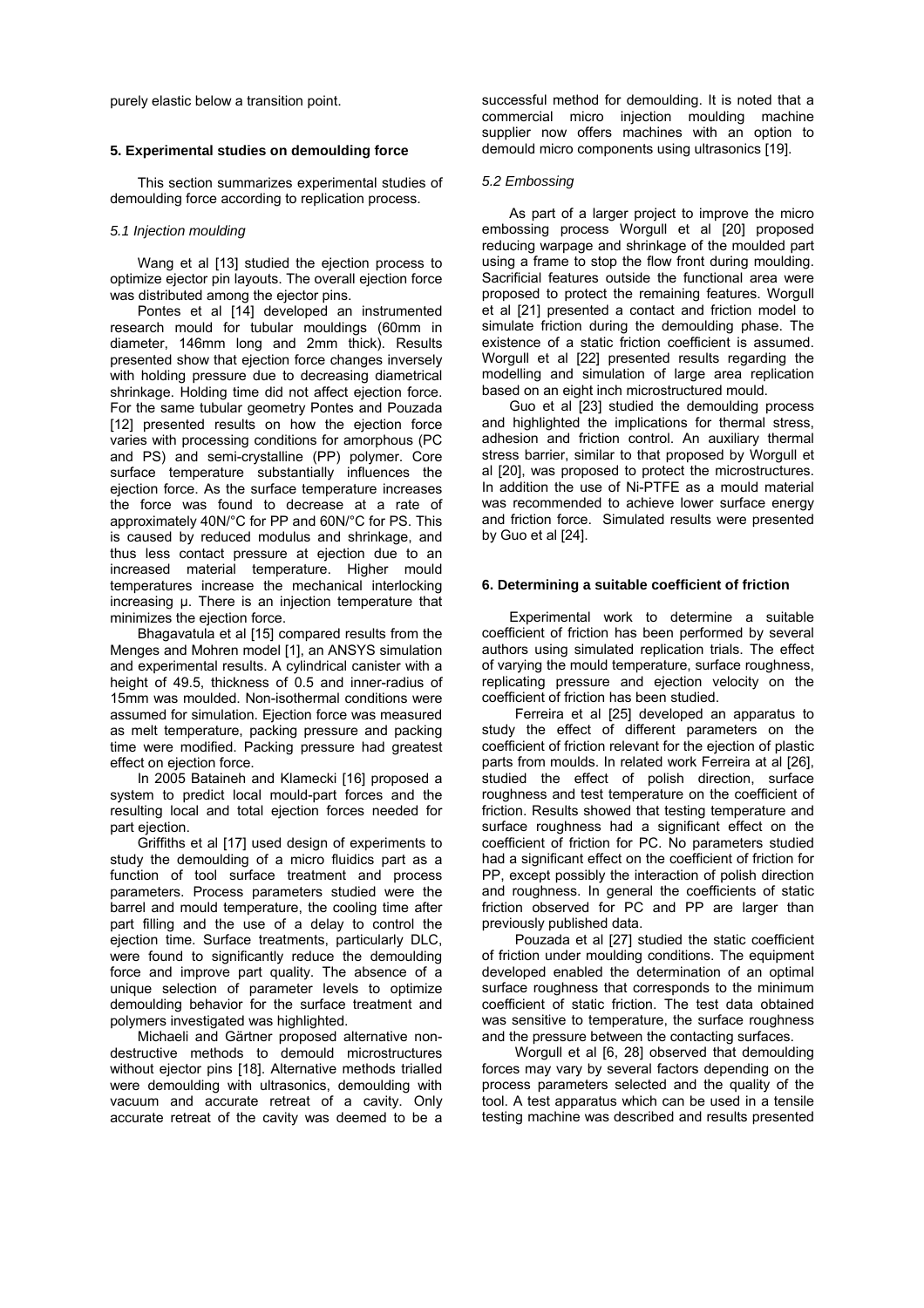purely elastic below a transition point.

## 5. Experimental studies on demoulding force

This section summarizes experimental studies of demoulding force according to replication process.

### *5.1 Injection moulding*

Wang et al [13] studied the ejection process to optimize ejector pin layouts. The overall ejection force was distributed among the ejector pins.

Pontes et al [14] developed an instrumented research mould for tubular mouldings (60mm in diameter, 146mm long and 2mm thick). Results presented show that ejection force changes inversely with holding pressure due to decreasing diametrical shrinkage. Holding time did not affect ejection force. For the same tubular geometry Pontes and Pouzada [12] presented results on how the ejection force varies with processing conditions for amorphous (PC and PS) and semi-crystalline (PP) polymer. Core surface temperature substantially influences the ejection force. As the surface temperature increases the force was found to decrease at a rate of approximately 40N/°C for PP and 60N/°C for PS. This is caused by reduced modulus and shrinkage, and thus less contact pressure at ejection due to an increased material temperature. Higher mould temperatures increase the mechanical interlocking increasing μ. There is an injection temperature that minimizes the ejection force.

Bhagavatula et al [15] compared results from the Menges and Mohren model [1], an ANSYS simulation and experimental results. A cylindrical canister with a height of 49.5, thickness of 0.5 and inner-radius of 15mm was moulded. Non-isothermal conditions were assumed for simulation. Ejection force was measured as melt temperature, packing pressure and packing time were modified. Packing pressure had greatest effect on ejection force.

In 2005 Bataineh and Klamecki [16] proposed a system to predict local mould-part forces and the resulting local and total ejection forces needed for part ejection.

Griffiths et al [17] used design of experiments to study the demoulding of a micro fluidics part as a function of tool surface treatment and process parameters. Process parameters studied were the barrel and mould temperature, the cooling time after part filling and the use of a delay to control the ejection time. Surface treatments, particularly DLC, were found to significantly reduce the demoulding force and improve part quality. The absence of a unique selection of parameter levels to optimize demoulding behavior for the surface treatment and polymers investigated was highlighted.

Michaeli and Gärtner proposed alternative non-destructive methods to demould microstructures without ejector pins [18]. Alternative methods trialled were demoulding with ultrasonics, demoulding with vacuum and accurate retreat of a cavity. Only accurate retreat of the cavity was deemed to be a successful method for demoulding. It is noted that a commercial micro injection moulding machine supplier now offers machines with an option to demould micro components using ultrasonics [19].

### *5.2 Embossing*

As part of a larger project to improve the micro embossing process Worgull et al [20] proposed reducing warpage and shrinkage of the moulded part using a frame to stop the flow front during moulding. Sacrificial features outside the functional area were proposed to protect the remaining features. Worgull et al [21] presented a contact and friction model to simulate friction during the demoulding phase. The existence of a static friction coefficient is assumed. Worgull et al [22] presented results regarding the modelling and simulation of large area replication based on an eight inch microstructured mould.

Guo et al [23] studied the demoulding process and highlighted the implications for thermal stress, adhesion and friction control. An auxiliary thermal stress barrier, similar to that proposed by Worgull et al [20], was proposed to protect the microstructures. In addition the use of Ni-PTFE as a mould material was recommended to achieve lower surface energy and friction force. Simulated results were presented by Guo et al [24].

## 6. Determining a suitable coefficient of friction

Experimental work to determine a suitable coefficient of friction has been performed by several authors using simulated replication trials. The effect of varying the mould temperature, surface roughness, replicating pressure and ejection velocity on the coefficient of friction has been studied.

Ferreira et al [25] developed an apparatus to study the effect of different parameters on the coefficient of friction relevant for the ejection of plastic parts from moulds. In related work Ferreira at al [26], studied the effect of polish direction, surface roughness and test temperature on the coefficient of friction. Results showed that testing temperature and surface roughness had a significant effect on the coefficient of friction for PC. No parameters studied had a significant effect on the coefficient of friction for PP, except possibly the interaction of polish direction and roughness. In general the coefficients of static friction observed for PC and PP are larger than previously published data.

Pouzada et al [27] studied the static coefficient of friction under moulding conditions. The equipment developed enabled the determination of an optimal surface roughness that corresponds to the minimum coefficient of static friction. The test data obtained was sensitive to temperature, the surface roughness and the pressure between the contacting surfaces.

Worgull et al [6, 28] observed that demoulding forces may vary by several factors depending on the process parameters selected and the quality of the tool. A test apparatus which can be used in a tensile testing machine was described and results presented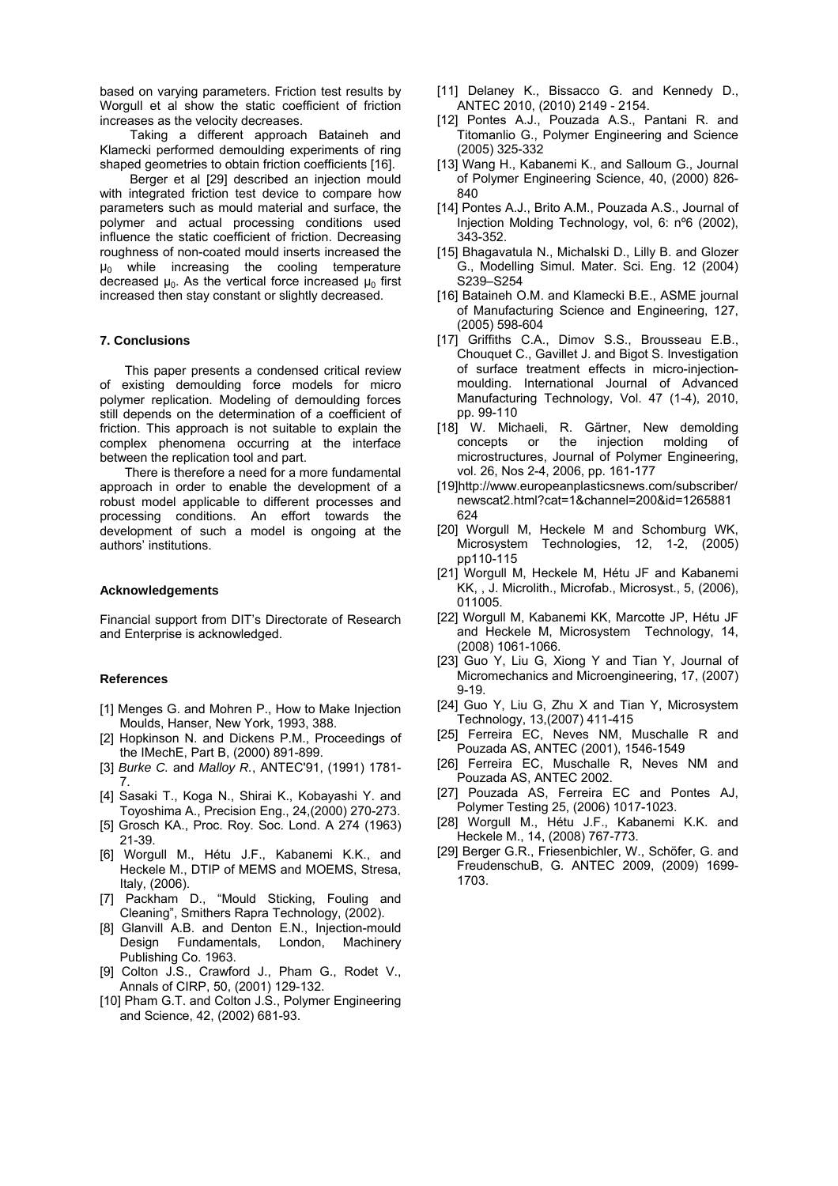based on varying parameters. Friction test results by Worgull et al show the static coefficient of friction increases as the velocity decreases.

Taking a different approach Bataineh and Klamecki performed demoulding experiments of ring shaped geometries to obtain friction coefficients [16].

Berger et al [29] described an injection mould with integrated friction test device to compare how parameters such as mould material and surface, the polymer and actual processing conditions used influence the static coefficient of friction. Decreasing roughness of non-coated mould inserts increased the $\mu_0$ while increasing the cooling temperature decreased $\mu_0$. As the vertical force increased $\mu_0$ first increased then stay constant or slightly decreased.

### 7. Conclusions

This paper presents a condensed critical review of existing demoulding force models for micro polymer replication. Modeling of demoulding forces still depends on the determination of a coefficient of friction. This approach is not suitable to explain the complex phenomena occurring at the interface between the replication tool and part.

There is therefore a need for a more fundamental approach in order to enable the development of a robust model applicable to different processes and processing conditions. An effort towards the development of such a model is ongoing at the authors' institutions.

### Acknowledgements

Financial support from DIT's Directorate of Research and Enterprise is acknowledged.

### References

[1] Menges G. and Mohren P., How to Make Injection Moulds, Hanser, New York, 1993, 388.

[2] Hopkinson N. and Dickens P.M., Proceedings of the IMechE, Part B, (2000) 891-899.

[3] *Burke C.* and *Malloy R.*, ANTEC'91, (1991) 1781-7.

[4] Sasaki T., Koga N., Shirai K., Kobayashi Y. and Toyoshima A., Precision Eng., 24,(2000) 270-273.

[5] Grosch KA., Proc. Roy. Soc. Lond. A 274 (1963) 21-39.

[6] Worgull M., Hétu J.F., Kabanemi K.K., and Heckele M., DTIP of MEMS and MOEMS, Stresa, Italy, (2006).

[7] Packham D., "Mould Sticking, Fouling and Cleaning", Smithers Rapra Technology, (2002).

[8] Glanvill A.B. and Denton E.N., Injection-mould Design Fundamentals, London, Machinery Publishing Co. 1963.

[9] Colton J.S., Crawford J., Pham G., Rodet V., Annals of CIRP, 50, (2001) 129-132.

[10] Pham G.T. and Colton J.S., Polymer Engineering and Science, 42, (2002) 681-93.

[11] Delaney K., Bissacco G. and Kennedy D., ANTEC 2010, (2010) 2149 - 2154.

[12] Pontes A.J., Pouzada A.S., Pantani R. and Titomanlio G., Polymer Engineering and Science (2005) 325-332

[13] Wang H., Kabanemi K., and Salloum G., Journal of Polymer Engineering Science, 40, (2000) 826-840

[14] Pontes A.J., Brito A.M., Pouzada A.S., Journal of Injection Molding Technology, vol, 6: nº6 (2002), 343-352.

[15] Bhagavatula N., Michalski D., Lilly B. and Glozer G., Modelling Simul. Mater. Sci. Eng. 12 (2004) S239–S254

[16] Bataineh O.M. and Klamecki B.E., ASME journal of Manufacturing Science and Engineering, 127, (2005) 598-604

[17] Griffiths C.A., Dimov S.S., Brousseau E.B., Chouquet C., Gavillet J. and Bigot S. Investigation of surface treatment effects in micro-injection-moulding. International Journal of Advanced Manufacturing Technology, Vol. 47 (1-4), 2010, pp. 99-110

[18] W. Michaeli, R. Gärtner, New demolding concepts or the injection molding of microstructures, Journal of Polymer Engineering, vol. 26, Nos 2-4, 2006, pp. 161-177

[19]http://www.europeanplasticsnews.com/subscriber/newscat2.html?cat=1&channel=200&id=1265881624

[20] Worgull M, Heckele M and Schomburg WK, Microsystem Technologies, 12, 1-2, (2005) pp110-115

[21] Worgull M, Heckele M, Hétu JF and Kabanemi KK, , J. Microlith., Microfab., Microsyst., 5, (2006), 011005.

[22] Worgull M, Kabanemi KK, Marcotte JP, Hétu JF and Heckele M, Microsystem Technology, 14, (2008) 1061-1066.

[23] Guo Y, Liu G, Xiong Y and Tian Y, Journal of Micromechanics and Microengineering, 17, (2007) 9-19.

[24] Guo Y, Liu G, Zhu X and Tian Y, Microsystem Technology, 13,(2007) 411-415

[25] Ferreira EC, Neves NM, Muschalle R and Pouzada AS, ANTEC (2001), 1546-1549

[26] Ferreira EC, Muschalle R, Neves NM and Pouzada AS, ANTEC 2002.

[27] Pouzada AS, Ferreira EC and Pontes AJ, Polymer Testing 25, (2006) 1017-1023.

[28] Worgull M., Hétu J.F., Kabanemi K.K. and Heckele M., 14, (2008) 767-773.

[29] Berger G.R., Friesenbichler, W., Schöfer, G. and FreudenschuB, G. ANTEC 2009, (2009) 1699-1703.